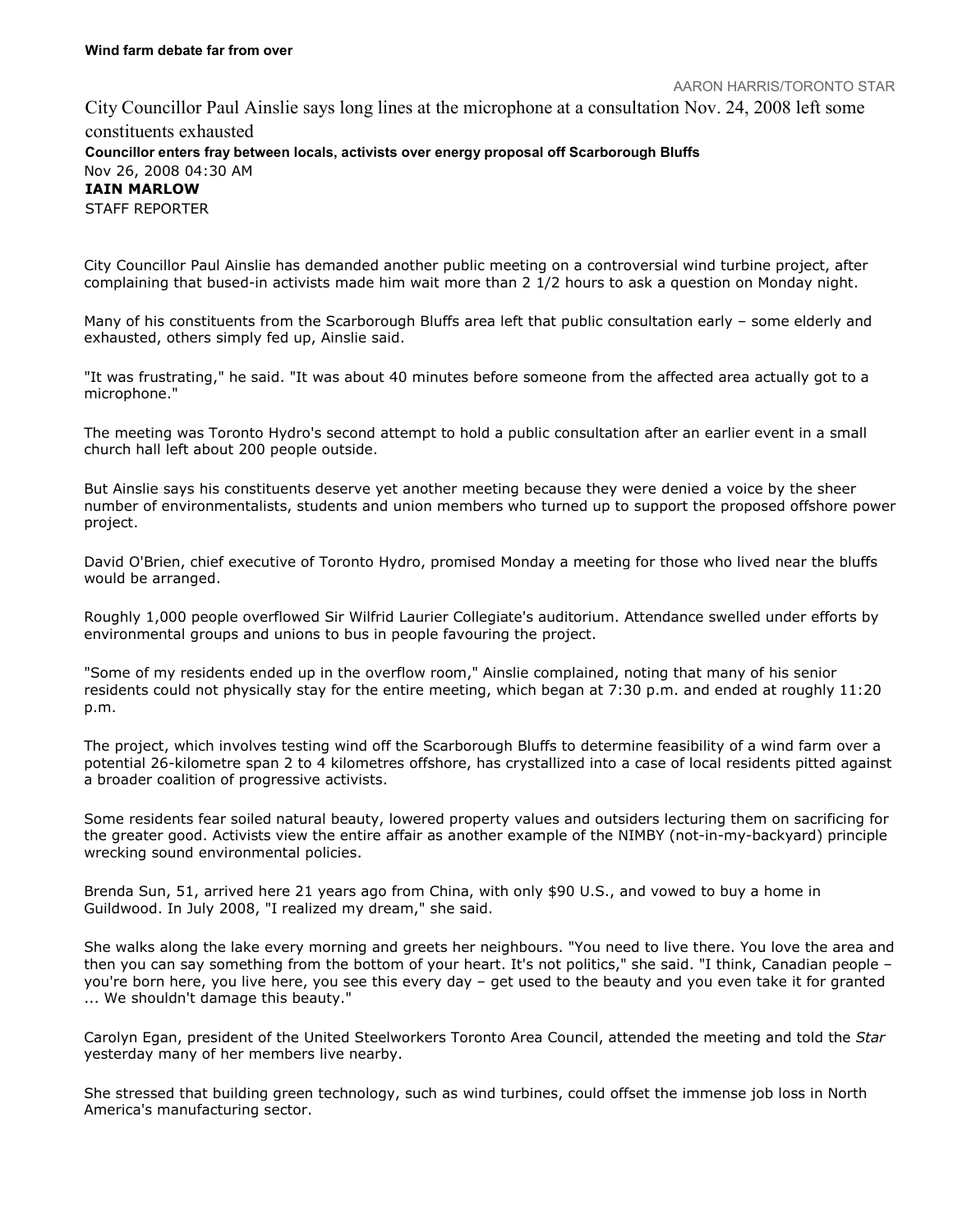**Wind farm debate far from over**

AARON HARRIS/TORONTO STAR

City Councillor Paul Ainslie says long lines at the microphone at a consultation Nov. 24, 2008 left some constituents exhausted

**Councillor enters fray between locals, activists over energy proposal off Scarborough Bluffs**

Nov 26, 2008 04:30 AM

**IAIN MARLOW**

STAFF REPORTER

City Councillor Paul Ainslie has demanded another public meeting on a controversial wind turbine project, after complaining that bused-in activists made him wait more than 2 1/2 hours to ask a question on Monday night.

Many of his constituents from the Scarborough Bluffs area left that public consultation early – some elderly and exhausted, others simply fed up, Ainslie said.

"It was frustrating," he said. "It was about 40 minutes before someone from the affected area actually got to a microphone."

The meeting was Toronto Hydro's second attempt to hold a public consultation after an earlier event in a small church hall left about 200 people outside.

But Ainslie says his constituents deserve yet another meeting because they were denied a voice by the sheer number of environmentalists, students and union members who turned up to support the proposed offshore power project.

David O'Brien, chief executive of Toronto Hydro, promised Monday a meeting for those who lived near the bluffs would be arranged.

Roughly 1,000 people overflowed Sir Wilfrid Laurier Collegiate's auditorium. Attendance swelled under efforts by environmental groups and unions to bus in people favouring the project.

"Some of my residents ended up in the overflow room," Ainslie complained, noting that many of his senior residents could not physically stay for the entire meeting, which began at 7:30 p.m. and ended at roughly 11:20 p.m.

The project, which involves testing wind off the Scarborough Bluffs to determine feasibility of a wind farm over a potential 26-kilometre span 2 to 4 kilometres offshore, has crystallized into a case of local residents pitted against a broader coalition of progressive activists.

Some residents fear soiled natural beauty, lowered property values and outsiders lecturing them on sacrificing for the greater good. Activists view the entire affair as another example of the NIMBY (not-in-my-backyard) principle wrecking sound environmental policies.

Brenda Sun, 51, arrived here 21 years ago from China, with only $90 U.S., and vowed to buy a home in Guildwood. In July 2008, "I realized my dream," she said.

She walks along the lake every morning and greets her neighbours. "You need to live there. You love the area and then you can say something from the bottom of your heart. It's not politics," she said. "I think, Canadian people – you're born here, you live here, you see this every day – get used to the beauty and you even take it for granted ... We shouldn't damage this beauty."

Carolyn Egan, president of the United Steelworkers Toronto Area Council, attended the meeting and told the *Star* yesterday many of her members live nearby.

She stressed that building green technology, such as wind turbines, could offset the immense job loss in North America's manufacturing sector.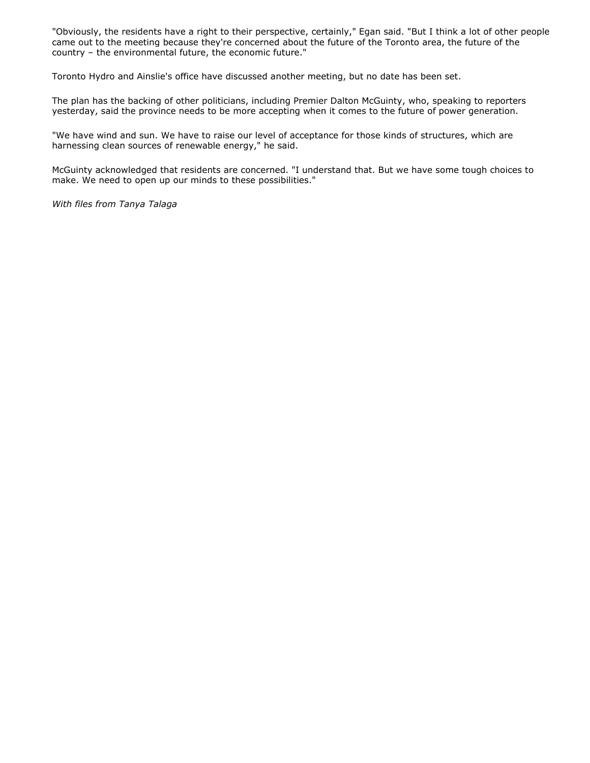"Obviously, the residents have a right to their perspective, certainly," Egan said. "But I think a lot of other people came out to the meeting because they're concerned about the future of the Toronto area, the future of the country – the environmental future, the economic future."

Toronto Hydro and Ainslie's office have discussed another meeting, but no date has been set.

The plan has the backing of other politicians, including Premier Dalton McGuinty, who, speaking to reporters yesterday, said the province needs to be more accepting when it comes to the future of power generation.

"We have wind and sun. We have to raise our level of acceptance for those kinds of structures, which are harnessing clean sources of renewable energy," he said.

McGuinty acknowledged that residents are concerned. "I understand that. But we have some tough choices to make. We need to open up our minds to these possibilities."

*With files from Tanya Talaga*